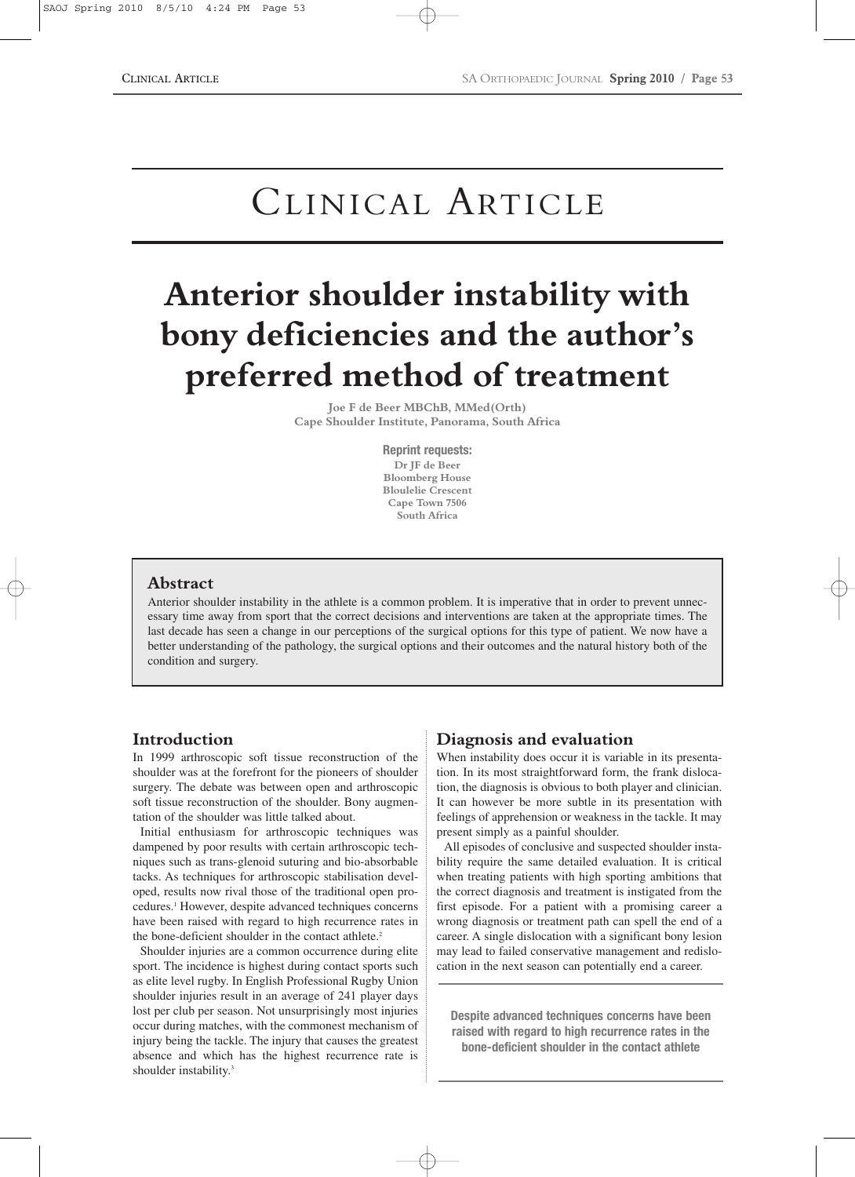# Clinical Article

# Anterior shoulder instability with bony deficiencies and the author's preferred method of treatment

**Joe F de Beer MBChB, MMed(Orth)**
**Cape Shoulder Institute, Panorama, South Africa**

**Reprint requests:**
Dr JF de Beer
Bloomberg House
Bloulelie Crescent
Cape Town 7506
South Africa

## Abstract

Anterior shoulder instability in the athlete is a common problem. It is imperative that in order to prevent unnecessary time away from sport that the correct decisions and interventions are taken at the appropriate times. The last decade has seen a change in our perceptions of the surgical options for this type of patient. We now have a better understanding of the pathology, the surgical options and their outcomes and the natural history both of the condition and surgery.

## Introduction

In 1999 arthroscopic soft tissue reconstruction of the shoulder was at the forefront for the pioneers of shoulder surgery. The debate was between open and arthroscopic soft tissue reconstruction of the shoulder. Bony augmentation of the shoulder was little talked about.

Initial enthusiasm for arthroscopic techniques was dampened by poor results with certain arthroscopic techniques such as trans-glenoid suturing and bio-absorbable tacks. As techniques for arthroscopic stabilisation developed, results now rival those of the traditional open procedures.[1] However, despite advanced techniques concerns have been raised with regard to high recurrence rates in the bone-deficient shoulder in the contact athlete.[2]

Shoulder injuries are a common occurrence during elite sport. The incidence is highest during contact sports such as elite level rugby. In English Professional Rugby Union shoulder injuries result in an average of 241 player days lost per club per season. Not unsurprisingly most injuries occur during matches, with the commonest mechanism of injury being the tackle. The injury that causes the greatest absence and which has the highest recurrence rate is shoulder instability.[3]

## Diagnosis and evaluation

When instability does occur it is variable in its presentation. In its most straightforward form, the frank dislocation, the diagnosis is obvious to both player and clinician. It can however be more subtle in its presentation with feelings of apprehension or weakness in the tackle. It may present simply as a painful shoulder.

All episodes of conclusive and suspected shoulder instability require the same detailed evaluation. It is critical when treating patients with high sporting ambitions that the correct diagnosis and treatment is instigated from the first episode. For a patient with a promising career a wrong diagnosis or treatment path can spell the end of a career. A single dislocation with a significant bony lesion may lead to failed conservative management and redislocation in the next season can potentially end a career.

**Despite advanced techniques concerns have been raised with regard to high recurrence rates in the bone-deficient shoulder in the contact athlete**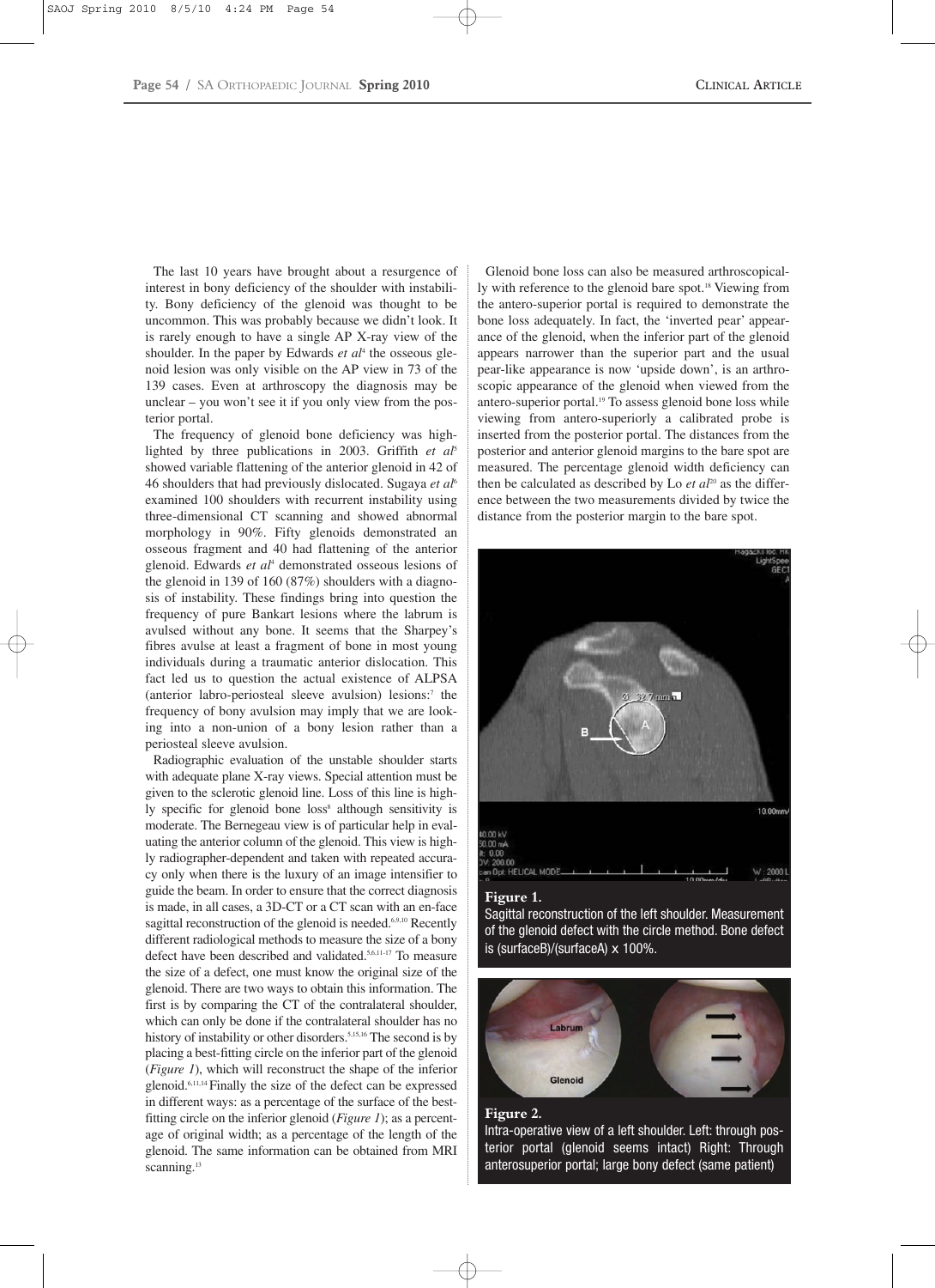The last 10 years have brought about a resurgence of interest in bony deficiency of the shoulder with instability. Bony deficiency of the glenoid was thought to be uncommon. This was probably because we didn't look. It is rarely enough to have a single AP X-ray view of the shoulder. In the paper by Edwards *et al*[4] the osseous glenoid lesion was only visible on the AP view in 73 of the 139 cases. Even at arthroscopy the diagnosis may be unclear – you won't see it if you only view from the posterior portal.

The frequency of glenoid bone deficiency was highlighted by three publications in 2003. Griffith *et al*[5] showed variable flattening of the anterior glenoid in 42 of 46 shoulders that had previously dislocated. Sugaya *et al*[6] examined 100 shoulders with recurrent instability using three-dimensional CT scanning and showed abnormal morphology in 90%. Fifty glenoids demonstrated an osseous fragment and 40 had flattening of the anterior glenoid. Edwards *et al*[4] demonstrated osseous lesions of the glenoid in 139 of 160 (87%) shoulders with a diagnosis of instability. These findings bring into question the frequency of pure Bankart lesions where the labrum is avulsed without any bone. It seems that the Sharpey's fibres avulse at least a fragment of bone in most young individuals during a traumatic anterior dislocation. This fact led us to question the actual existence of ALPSA (anterior labro-periosteal sleeve avulsion) lesions:[7] the frequency of bony avulsion may imply that we are looking into a non-union of a bony lesion rather than a periosteal sleeve avulsion.

Radiographic evaluation of the unstable shoulder starts with adequate plane X-ray views. Special attention must be given to the sclerotic glenoid line. Loss of this line is highly specific for glenoid bone loss[8] although sensitivity is moderate. The Bernegeau view is of particular help in evaluating the anterior column of the glenoid. This view is highly radiographer-dependent and taken with repeated accuracy only when there is the luxury of an image intensifier to guide the beam. In order to ensure that the correct diagnosis is made, in all cases, a 3D-CT or a CT scan with an en-face sagittal reconstruction of the glenoid is needed.[6,9,10] Recently different radiological methods to measure the size of a bony defect have been described and validated.[5,6,11-17] To measure the size of a defect, one must know the original size of the glenoid. There are two ways to obtain this information. The first is by comparing the CT of the contralateral shoulder, which can only be done if the contralateral shoulder has no history of instability or other disorders.[5,15,16] The second is by placing a best-fitting circle on the inferior part of the glenoid (*Figure 1*), which will reconstruct the shape of the inferior glenoid.[6,11,14] Finally the size of the defect can be expressed in different ways: as a percentage of the surface of the best-fitting circle on the inferior glenoid (*Figure 1*); as a percentage of original width; as a percentage of the length of the glenoid. The same information can be obtained from MRI scanning.[13]

Glenoid bone loss can also be measured arthroscopically with reference to the glenoid bare spot.[18] Viewing from the antero-superior portal is required to demonstrate the bone loss adequately. In fact, the 'inverted pear' appearance of the glenoid, when the inferior part of the glenoid appears narrower than the superior part and the usual pear-like appearance is now 'upside down', is an arthroscopic appearance of the glenoid when viewed from the antero-superior portal.[19] To assess glenoid bone loss while viewing from antero-superiorly a calibrated probe is inserted from the posterior portal. The distances from the posterior and anterior glenoid margins to the bare spot are measured. The percentage glenoid width deficiency can then be calculated as described by Lo *et al*[20] as the difference between the two measurements divided by twice the distance from the posterior margin to the bare spot.

**Figure 1.**
Sagittal reconstruction of the left shoulder. Measurement of the glenoid defect with the circle method. Bone defect is (surfaceB)/(surfaceA) x 100%.

**Figure 2.**
Intra-operative view of a left shoulder. Left: through posterior portal (glenoid seems intact) Right: Through anterosuperior portal; large bony defect (same patient)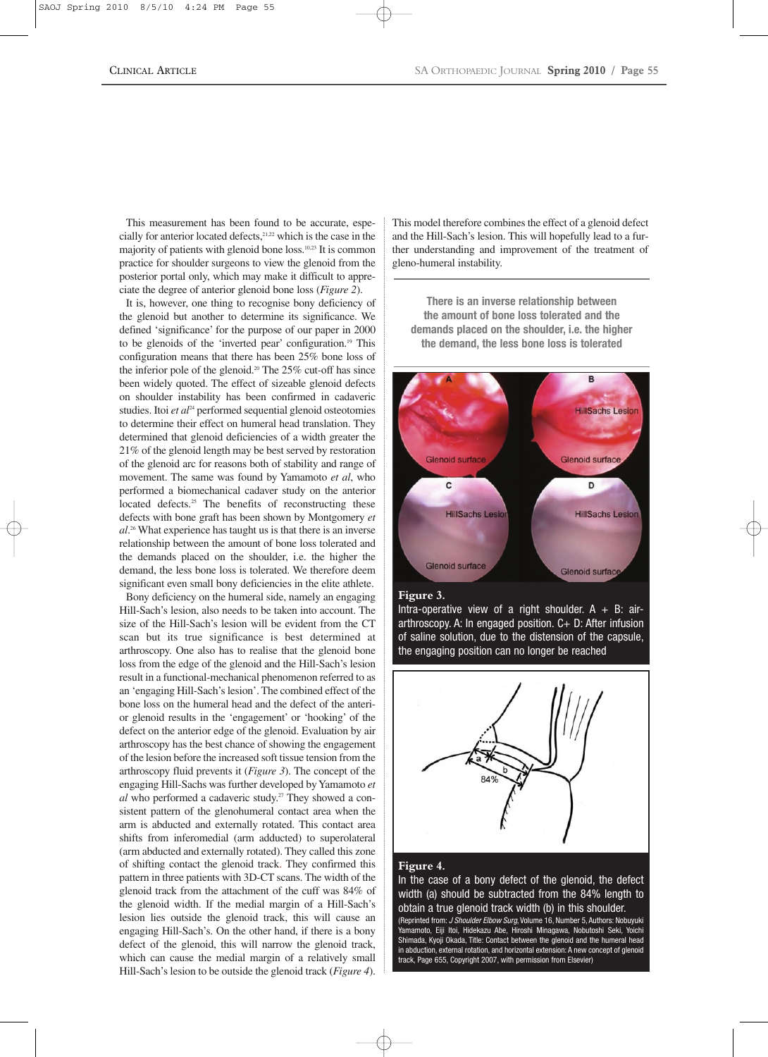This measurement has been found to be accurate, especially for anterior located defects,[21,22] which is the case in the majority of patients with glenoid bone loss.[10,23] It is common practice for shoulder surgeons to view the glenoid from the posterior portal only, which may make it difficult to appreciate the degree of anterior glenoid bone loss (*Figure 2*).

It is, however, one thing to recognise bony deficiency of the glenoid but another to determine its significance. We defined 'significance' for the purpose of our paper in 2000 to be glenoids of the 'inverted pear' configuration.[19] This configuration means that there has been 25% bone loss of the inferior pole of the glenoid.[20] The 25% cut-off has since been widely quoted. The effect of sizeable glenoid defects on shoulder instability has been confirmed in cadaveric studies. Itoi *et al*[24] performed sequential glenoid osteotomies to determine their effect on humeral head translation. They determined that glenoid deficiencies of a width greater the 21% of the glenoid length may be best served by restoration of the glenoid arc for reasons both of stability and range of movement. The same was found by Yamamoto *et al*, who performed a biomechanical cadaver study on the anterior located defects.[25] The benefits of reconstructing these defects with bone graft has been shown by Montgomery *et al*.[26] What experience has taught us is that there is an inverse relationship between the amount of bone loss tolerated and the demands placed on the shoulder, i.e. the higher the demand, the less bone loss is tolerated. We therefore deem significant even small bony deficiencies in the elite athlete.

Bony deficiency on the humeral side, namely an engaging Hill-Sach's lesion, also needs to be taken into account. The size of the Hill-Sach's lesion will be evident from the CT scan but its true significance is best determined at arthroscopy. One also has to realise that the glenoid bone loss from the edge of the glenoid and the Hill-Sach's lesion result in a functional-mechanical phenomenon referred to as an 'engaging Hill-Sach's lesion'. The combined effect of the bone loss on the humeral head and the defect of the anterior glenoid results in the 'engagement' or 'hooking' of the defect on the anterior edge of the glenoid. Evaluation by air arthroscopy has the best chance of showing the engagement of the lesion before the increased soft tissue tension from the arthroscopy fluid prevents it (*Figure 3*). The concept of the engaging Hill-Sachs was further developed by Yamamoto *et al* who performed a cadaveric study.[27] They showed a consistent pattern of the glenohumeral contact area when the arm is abducted and externally rotated. This contact area shifts from inferomedial (arm adducted) to superolateral (arm abducted and externally rotated). They called this zone of shifting contact the glenoid track. They confirmed this pattern in three patients with 3D-CT scans. The width of the glenoid track from the attachment of the cuff was 84% of the glenoid width. If the medial margin of a Hill-Sach's lesion lies outside the glenoid track, this will cause an engaging Hill-Sach's. On the other hand, if there is a bony defect of the glenoid, this will narrow the glenoid track, which can cause the medial margin of a relatively small Hill-Sach's lesion to be outside the glenoid track (*Figure 4*). This model therefore combines the effect of a glenoid defect and the Hill-Sach's lesion. This will hopefully lead to a further understanding and improvement of the treatment of gleno-humeral instability.

> **There is an inverse relationship between the amount of bone loss tolerated and the demands placed on the shoulder, i.e. the higher the demand, the less bone loss is tolerated**

**Figure 3.**
Intra-operative view of a right shoulder. A + B: air-arthroscopy. A: In engaged position. C+ D: After infusion of saline solution, due to the distension of the capsule, the engaging position can no longer be reached

**Figure 4.**
In the case of a bony defect of the glenoid, the defect width (a) should be subtracted from the 84% length to obtain a true glenoid track width (b) in this shoulder.
(Reprinted from: *J Shoulder Elbow Surg*, Volume 16, Number 5, Authors: Nobuyuki Yamamoto, Eiji Itoi, Hidekazu Abe, Hiroshi Minagawa, Nobutoshi Seki, Yoichi Shimada, Kyoji Okada, Title: Contact between the glenoid and the humeral head in abduction, external rotation, and horizontal extension: A new concept of glenoid track, Page 655, Copyright 2007, with permission from Elsevier)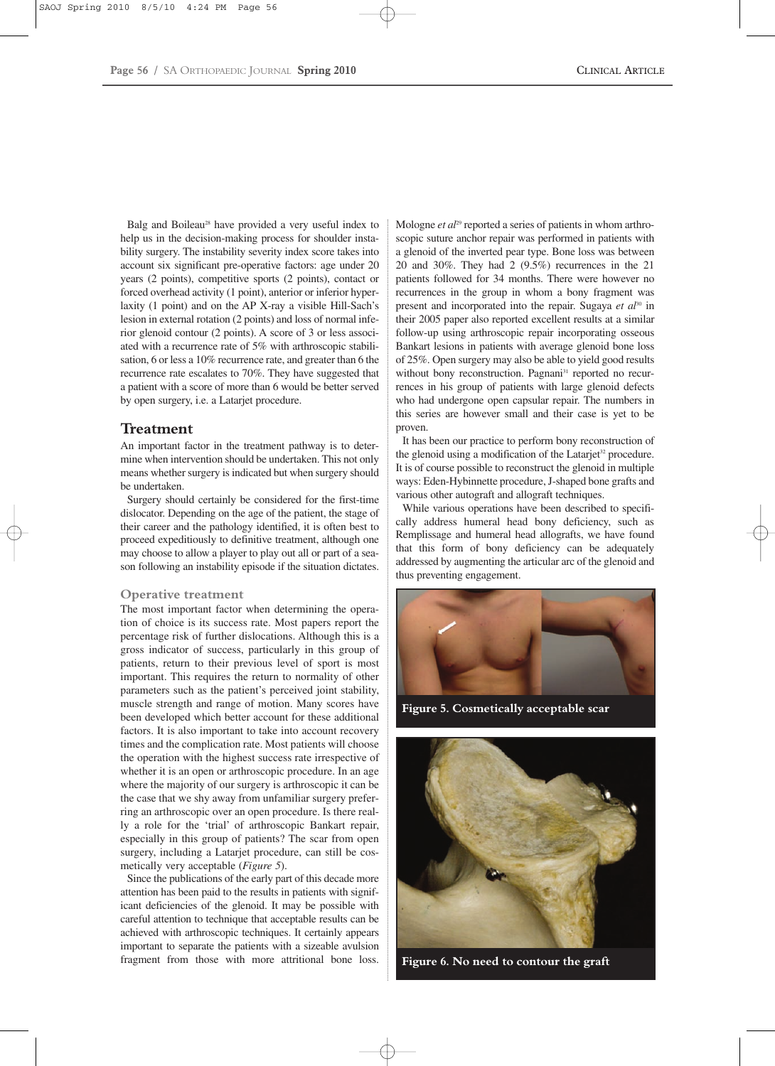Balg and Boileau[28] have provided a very useful index to help us in the decision-making process for shoulder instability surgery. The instability severity index score takes into account six significant pre-operative factors: age under 20 years (2 points), competitive sports (2 points), contact or forced overhead activity (1 point), anterior or inferior hyperlaxity (1 point) and on the AP X-ray a visible Hill-Sach's lesion in external rotation (2 points) and loss of normal inferior glenoid contour (2 points). A score of 3 or less associated with a recurrence rate of 5% with arthroscopic stabilisation, 6 or less a 10% recurrence rate, and greater than 6 the recurrence rate escalates to 70%. They have suggested that a patient with a score of more than 6 would be better served by open surgery, i.e. a Latarjet procedure.

## Treatment

An important factor in the treatment pathway is to determine when intervention should be undertaken. This not only means whether surgery is indicated but when surgery should be undertaken.

Surgery should certainly be considered for the first-time dislocator. Depending on the age of the patient, the stage of their career and the pathology identified, it is often best to proceed expeditiously to definitive treatment, although one may choose to allow a player to play out all or part of a season following an instability episode if the situation dictates.

### Operative treatment

The most important factor when determining the operation of choice is its success rate. Most papers report the percentage risk of further dislocations. Although this is a gross indicator of success, particularly in this group of patients, return to their previous level of sport is most important. This requires the return to normality of other parameters such as the patient's perceived joint stability, muscle strength and range of motion. Many scores have been developed which better account for these additional factors. It is also important to take into account recovery times and the complication rate. Most patients will choose the operation with the highest success rate irrespective of whether it is an open or arthroscopic procedure. In an age where the majority of our surgery is arthroscopic it can be the case that we shy away from unfamiliar surgery preferring an arthroscopic over an open procedure. Is there really a role for the 'trial' of arthroscopic Bankart repair, especially in this group of patients? The scar from open surgery, including a Latarjet procedure, can still be cosmetically very acceptable (*Figure 5*).

Since the publications of the early part of this decade more attention has been paid to the results in patients with significant deficiencies of the glenoid. It may be possible with careful attention to technique that acceptable results can be achieved with arthroscopic techniques. It certainly appears important to separate the patients with a sizeable avulsion fragment from those with more attritional bone loss. Mologne *et al*[29] reported a series of patients in whom arthroscopic suture anchor repair was performed in patients with a glenoid of the inverted pear type. Bone loss was between 20 and 30%. They had 2 (9.5%) recurrences in the 21 patients followed for 34 months. There were however no recurrences in the group in whom a bony fragment was present and incorporated into the repair. Sugaya *et al*[30] in their 2005 paper also reported excellent results at a similar follow-up using arthroscopic repair incorporating osseous Bankart lesions in patients with average glenoid bone loss of 25%. Open surgery may also be able to yield good results without bony reconstruction. Pagnani[31] reported no recurrences in his group of patients with large glenoid defects who had undergone open capsular repair. The numbers in this series are however small and their case is yet to be proven.

It has been our practice to perform bony reconstruction of the glenoid using a modification of the Latarjet[32] procedure. It is of course possible to reconstruct the glenoid in multiple ways: Eden-Hybinnette procedure, J-shaped bone grafts and various other autograft and allograft techniques.

While various operations have been described to specifically address humeral head bony deficiency, such as Remplissage and humeral head allografts, we have found that this form of bony deficiency can be adequately addressed by augmenting the articular arc of the glenoid and thus preventing engagement.

**Figure 5. Cosmetically acceptable scar**

**Figure 6. No need to contour the graft**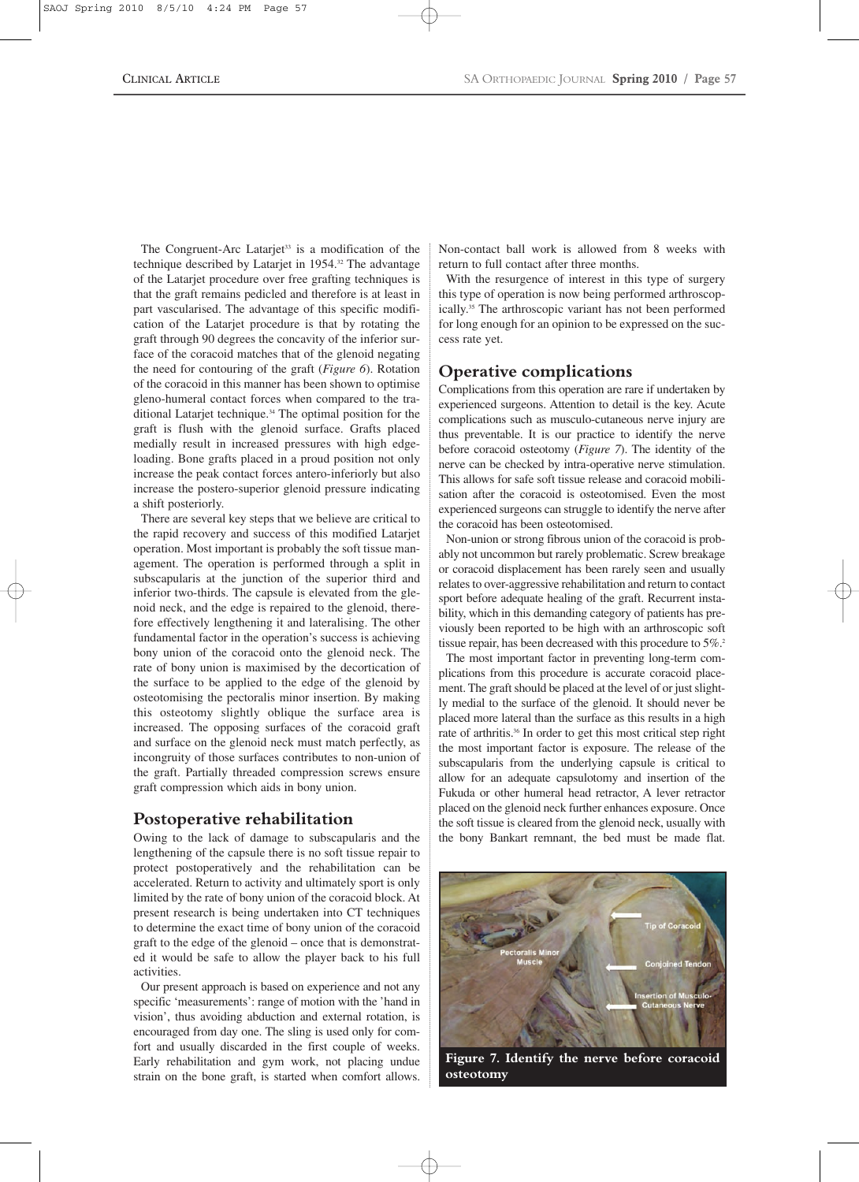The Congruent-Arc Latarjet[33] is a modification of the technique described by Latarjet in 1954.[32] The advantage of the Latarjet procedure over free grafting techniques is that the graft remains pedicled and therefore is at least in part vascularised. The advantage of this specific modification of the Latarjet procedure is that by rotating the graft through 90 degrees the concavity of the inferior surface of the coracoid matches that of the glenoid negating the need for contouring of the graft (*Figure 6*). Rotation of the coracoid in this manner has been shown to optimise gleno-humeral contact forces when compared to the traditional Latarjet technique.[34] The optimal position for the graft is flush with the glenoid surface. Grafts placed medially result in increased pressures with high edge-loading. Bone grafts placed in a proud position not only increase the peak contact forces antero-inferiorly but also increase the postero-superior glenoid pressure indicating a shift posteriorly.

There are several key steps that we believe are critical to the rapid recovery and success of this modified Latarjet operation. Most important is probably the soft tissue management. The operation is performed through a split in subscapularis at the junction of the superior third and inferior two-thirds. The capsule is elevated from the glenoid neck, and the edge is repaired to the glenoid, therefore effectively lengthening it and lateralising. The other fundamental factor in the operation's success is achieving bony union of the coracoid onto the glenoid neck. The rate of bony union is maximised by the decortication of the surface to be applied to the edge of the glenoid by osteotomising the pectoralis minor insertion. By making this osteotomy slightly oblique the surface area is increased. The opposing surfaces of the coracoid graft and surface on the glenoid neck must match perfectly, as incongruity of those surfaces contributes to non-union of the graft. Partially threaded compression screws ensure graft compression which aids in bony union.

## Postoperative rehabilitation

Owing to the lack of damage to subscapularis and the lengthening of the capsule there is no soft tissue repair to protect postoperatively and the rehabilitation can be accelerated. Return to activity and ultimately sport is only limited by the rate of bony union of the coracoid block. At present research is being undertaken into CT techniques to determine the exact time of bony union of the coracoid graft to the edge of the glenoid – once that is demonstrated it would be safe to allow the player back to his full activities.

Our present approach is based on experience and not any specific 'measurements': range of motion with the 'hand in vision', thus avoiding abduction and external rotation, is encouraged from day one. The sling is used only for comfort and usually discarded in the first couple of weeks. Early rehabilitation and gym work, not placing undue strain on the bone graft, is started when comfort allows. Non-contact ball work is allowed from 8 weeks with return to full contact after three months.

With the resurgence of interest in this type of surgery this type of operation is now being performed arthroscopically.[35] The arthroscopic variant has not been performed for long enough for an opinion to be expressed on the success rate yet.

## Operative complications

Complications from this operation are rare if undertaken by experienced surgeons. Attention to detail is the key. Acute complications such as musculo-cutaneous nerve injury are thus preventable. It is our practice to identify the nerve before coracoid osteotomy (*Figure 7*). The identity of the nerve can be checked by intra-operative nerve stimulation. This allows for safe soft tissue release and coracoid mobilisation after the coracoid is osteotomised. Even the most experienced surgeons can struggle to identify the nerve after the coracoid has been osteotomised.

Non-union or strong fibrous union of the coracoid is probably not uncommon but rarely problematic. Screw breakage or coracoid displacement has been rarely seen and usually relates to over-aggressive rehabilitation and return to contact sport before adequate healing of the graft. Recurrent instability, which in this demanding category of patients has previously been reported to be high with an arthroscopic soft tissue repair, has been decreased with this procedure to 5%.[2]

The most important factor in preventing long-term complications from this procedure is accurate coracoid placement. The graft should be placed at the level of or just slightly medial to the surface of the glenoid. It should never be placed more lateral than the surface as this results in a high rate of arthritis.[36] In order to get this most critical step right the most important factor is exposure. The release of the subscapularis from the underlying capsule is critical to allow for an adequate capsulotomy and insertion of the Fukuda or other humeral head retractor, A lever retractor placed on the glenoid neck further enhances exposure. Once the soft tissue is cleared from the glenoid neck, usually with the bony Bankart remnant, the bed must be made flat.

**Figure 7. Identify the nerve before coracoid osteotomy**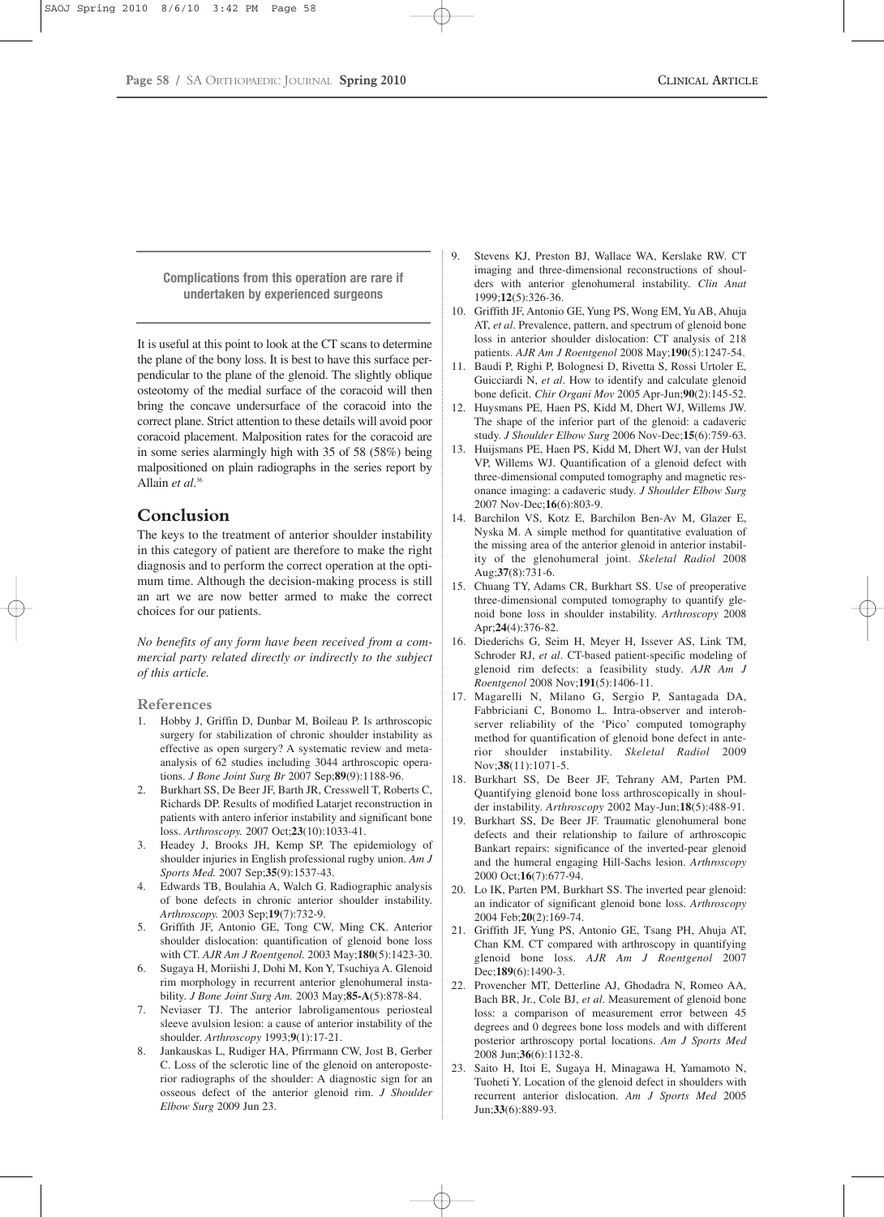**Complications from this operation are rare if undertaken by experienced surgeons**

It is useful at this point to look at the CT scans to determine the plane of the bony loss. It is best to have this surface perpendicular to the plane of the glenoid. The slightly oblique osteotomy of the medial surface of the coracoid will then bring the concave undersurface of the coracoid into the correct plane. Strict attention to these details will avoid poor coracoid placement. Malposition rates for the coracoid are in some series alarmingly high with 35 of 58 (58%) being malpositioned on plain radiographs in the series report by Allain *et al*.[36]

## Conclusion

The keys to the treatment of anterior shoulder instability in this category of patient are therefore to make the right diagnosis and to perform the correct operation at the optimum time. Although the decision-making process is still an art we are now better armed to make the correct choices for our patients.

*No benefits of any form have been received from a commercial party related directly or indirectly to the subject of this article.*

### References

1. Hobby J, Griffin D, Dunbar M, Boileau P. Is arthroscopic surgery for stabilization of chronic shoulder instability as effective as open surgery? A systematic review and meta-analysis of 62 studies including 3044 arthroscopic operations. *J Bone Joint Surg Br* 2007 Sep;**89**(9):1188-96.
2. Burkhart SS, De Beer JF, Barth JR, Cresswell T, Roberts C, Richards DP. Results of modified Latarjet reconstruction in patients with antero inferior instability and significant bone loss. *Arthroscopy.* 2007 Oct;**23**(10):1033-41.
3. Headey J, Brooks JH, Kemp SP. The epidemiology of shoulder injuries in English professional rugby union. *Am J Sports Med.* 2007 Sep;**35**(9):1537-43.
4. Edwards TB, Boulahia A, Walch G. Radiographic analysis of bone defects in chronic anterior shoulder instability. *Arthroscopy.* 2003 Sep;**19**(7):732-9.
5. Griffith JF, Antonio GE, Tong CW, Ming CK. Anterior shoulder dislocation: quantification of glenoid bone loss with CT. *AJR Am J Roentgenol.* 2003 May;**180**(5):1423-30.
6. Sugaya H, Moriishi J, Dohi M, Kon Y, Tsuchiya A. Glenoid rim morphology in recurrent anterior glenohumeral instability. *J Bone Joint Surg Am.* 2003 May;**85-A**(5):878-84.
7. Neviaser TJ. The anterior labroligamentous periosteal sleeve avulsion lesion: a cause of anterior instability of the shoulder. *Arthroscopy* 1993;**9**(1):17-21.
8. Jankauskas L, Rudiger HA, Pfirrmann CW, Jost B, Gerber C. Loss of the sclerotic line of the glenoid on anteroposterior radiographs of the shoulder: A diagnostic sign for an osseous defect of the anterior glenoid rim. *J Shoulder Elbow Surg* 2009 Jun 23.
9. Stevens KJ, Preston BJ, Wallace WA, Kerslake RW. CT imaging and three-dimensional reconstructions of shoulders with anterior glenohumeral instability. *Clin Anat* 1999;**12**(5):326-36.
10. Griffith JF, Antonio GE, Yung PS, Wong EM, Yu AB, Ahuja AT, *et al*. Prevalence, pattern, and spectrum of glenoid bone loss in anterior shoulder dislocation: CT analysis of 218 patients. *AJR Am J Roentgenol* 2008 May;**190**(5):1247-54.
11. Baudi P, Righi P, Bolognesi D, Rivetta S, Rossi Urtoler E, Guicciardi N, *et al*. How to identify and calculate glenoid bone deficit. *Chir Organi Mov* 2005 Apr-Jun;**90**(2):145-52.
12. Huysmans PE, Haen PS, Kidd M, Dhert WJ, Willems JW. The shape of the inferior part of the glenoid: a cadaveric study. *J Shoulder Elbow Surg* 2006 Nov-Dec;**15**(6):759-63.
13. Huijsmans PE, Haen PS, Kidd M, Dhert WJ, van der Hulst VP, Willems WJ. Quantification of a glenoid defect with three-dimensional computed tomography and magnetic resonance imaging: a cadaveric study. *J Shoulder Elbow Surg* 2007 Nov-Dec;**16**(6):803-9.
14. Barchilon VS, Kotz E, Barchilon Ben-Av M, Glazer E, Nyska M. A simple method for quantitative evaluation of the missing area of the anterior glenoid in anterior instability of the glenohumeral joint. *Skeletal Radiol* 2008 Aug;**37**(8):731-6.
15. Chuang TY, Adams CR, Burkhart SS. Use of preoperative three-dimensional computed tomography to quantify glenoid bone loss in shoulder instability. *Arthroscopy* 2008 Apr;**24**(4):376-82.
16. Diederichs G, Seim H, Meyer H, Issever AS, Link TM, Schroder RJ, *et al*. CT-based patient-specific modeling of glenoid rim defects: a feasibility study. *AJR Am J Roentgenol* 2008 Nov;**191**(5):1406-11.
17. Magarelli N, Milano G, Sergio P, Santagada DA, Fabbriciani C, Bonomo L. Intra-observer and interobserver reliability of the 'Pico' computed tomography method for quantification of glenoid bone defect in anterior shoulder instability. *Skeletal Radiol* 2009 Nov;**38**(11):1071-5.
18. Burkhart SS, De Beer JF, Tehrany AM, Parten PM. Quantifying glenoid bone loss arthroscopically in shoulder instability. *Arthroscopy* 2002 May-Jun;**18**(5):488-91.
19. Burkhart SS, De Beer JF. Traumatic glenohumeral bone defects and their relationship to failure of arthroscopic Bankart repairs: significance of the inverted-pear glenoid and the humeral engaging Hill-Sachs lesion. *Arthroscopy* 2000 Oct;**16**(7):677-94.
20. Lo IK, Parten PM, Burkhart SS. The inverted pear glenoid: an indicator of significant glenoid bone loss. *Arthroscopy* 2004 Feb;**20**(2):169-74.
21. Griffith JF, Yung PS, Antonio GE, Tsang PH, Ahuja AT, Chan KM. CT compared with arthroscopy in quantifying glenoid bone loss. *AJR Am J Roentgenol* 2007 Dec;**189**(6):1490-3.
22. Provencher MT, Detterline AJ, Ghodadra N, Romeo AA, Bach BR, Jr., Cole BJ, *et al*. Measurement of glenoid bone loss: a comparison of measurement error between 45 degrees and 0 degrees bone loss models and with different posterior arthroscopy portal locations. *Am J Sports Med* 2008 Jun;**36**(6):1132-8.
23. Saito H, Itoi E, Sugaya H, Minagawa H, Yamamoto N, Tuoheti Y. Location of the glenoid defect in shoulders with recurrent anterior dislocation. *Am J Sports Med* 2005 Jun;**33**(6):889-93.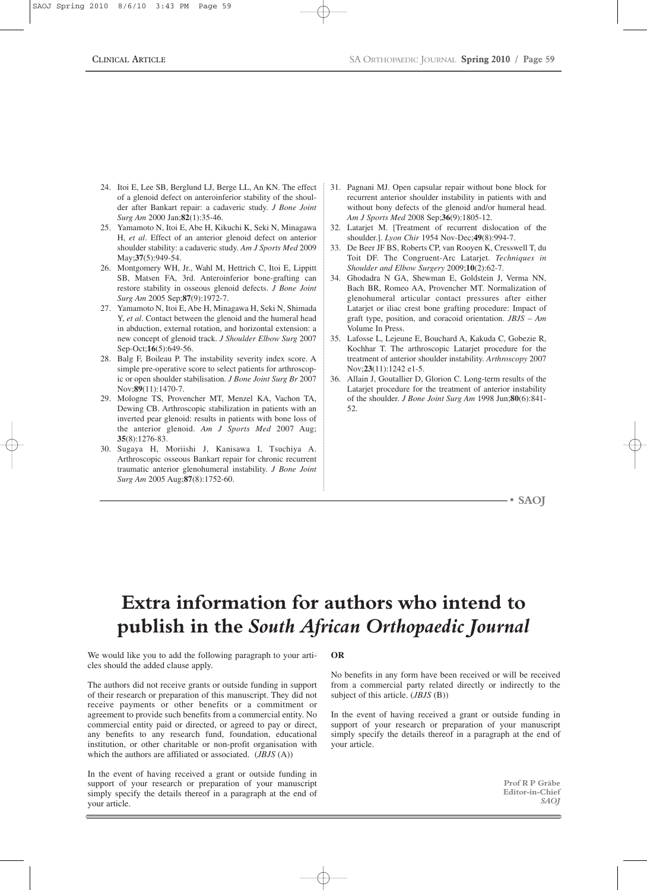24. Itoi E, Lee SB, Berglund LJ, Berge LL, An KN. The effect of a glenoid defect on anteroinferior stability of the shoulder after Bankart repair: a cadaveric study. *J Bone Joint Surg Am* 2000 Jan;**82**(1):35-46.
25. Yamamoto N, Itoi E, Abe H, Kikuchi K, Seki N, Minagawa H, *et al*. Effect of an anterior glenoid defect on anterior shoulder stability: a cadaveric study. *Am J Sports Med* 2009 May;**37**(5):949-54.
26. Montgomery WH, Jr., Wahl M, Hettrich C, Itoi E, Lippitt SB, Matsen FA, 3rd. Anteroinferior bone-grafting can restore stability in osseous glenoid defects. *J Bone Joint Surg Am* 2005 Sep;**87**(9):1972-7.
27. Yamamoto N, Itoi E, Abe H, Minagawa H, Seki N, Shimada Y, *et al*. Contact between the glenoid and the humeral head in abduction, external rotation, and horizontal extension: a new concept of glenoid track. *J Shoulder Elbow Surg* 2007 Sep-Oct;**16**(5):649-56.
28. Balg F, Boileau P. The instability severity index score. A simple pre-operative score to select patients for arthroscopic or open shoulder stabilisation. *J Bone Joint Surg Br* 2007 Nov;**89**(11):1470-7.
29. Mologne TS, Provencher MT, Menzel KA, Vachon TA, Dewing CB. Arthroscopic stabilization in patients with an inverted pear glenoid: results in patients with bone loss of the anterior glenoid. *Am J Sports Med* 2007 Aug; **35**(8):1276-83.
30. Sugaya H, Moriishi J, Kanisawa I, Tsuchiya A. Arthroscopic osseous Bankart repair for chronic recurrent traumatic anterior glenohumeral instability. *J Bone Joint Surg Am* 2005 Aug;**87**(8):1752-60.
31. Pagnani MJ. Open capsular repair without bone block for recurrent anterior shoulder instability in patients with and without bony defects of the glenoid and/or humeral head. *Am J Sports Med* 2008 Sep;**36**(9):1805-12.
32. Latarjet M. [Treatment of recurrent dislocation of the shoulder.]. *Lyon Chir* 1954 Nov-Dec;**49**(8):994-7.
33. De Beer JF BS, Roberts CP, van Rooyen K, Cresswell T, du Toit DF. The Congruent-Arc Latarjet. *Techniques in Shoulder and Elbow Surgery* 2009;**10**(2):62-7.
34. Ghodadra N GA, Shewman E, Goldstein J, Verma NN, Bach BR, Romeo AA, Provencher MT. Normalization of glenohumeral articular contact pressures after either Latarjet or iliac crest bone grafting procedure: Impact of graft type, position, and coracoid orientation. *JBJS – Am* Volume In Press.
35. Lafosse L, Lejeune E, Bouchard A, Kakuda C, Gobezie R, Kochhar T. The arthroscopic Latarjet procedure for the treatment of anterior shoulder instability. *Arthroscopy* 2007 Nov;**23**(11):1242 e1-5.
36. Allain J, Goutallier D, Glorion C. Long-term results of the Latarjet procedure for the treatment of anterior instability of the shoulder. *J Bone Joint Surg Am* 1998 Jun;**80**(6):841-52.

• SAOJ

# Extra information for authors who intend to publish in the *South African Orthopaedic Journal*

We would like you to add the following paragraph to your articles should the added clause apply.

The authors did not receive grants or outside funding in support of their research or preparation of this manuscript. They did not receive payments or other benefits or a commitment or agreement to provide such benefits from a commercial entity. No commercial entity paid or directed, or agreed to pay or direct, any benefits to any research fund, foundation, educational institution, or other charitable or non-profit organisation with which the authors are affiliated or associated. (*JBJS* (A))

In the event of having received a grant or outside funding in support of your research or preparation of your manuscript simply specify the details thereof in a paragraph at the end of your article.

**OR**

No benefits in any form have been received or will be received from a commercial party related directly or indirectly to the subject of this article. (*JBJS* (B))

In the event of having received a grant or outside funding in support of your research or preparation of your manuscript simply specify the details thereof in a paragraph at the end of your article.

**Prof R P Gräbe**
**Editor-in-Chief**
***SAOJ***